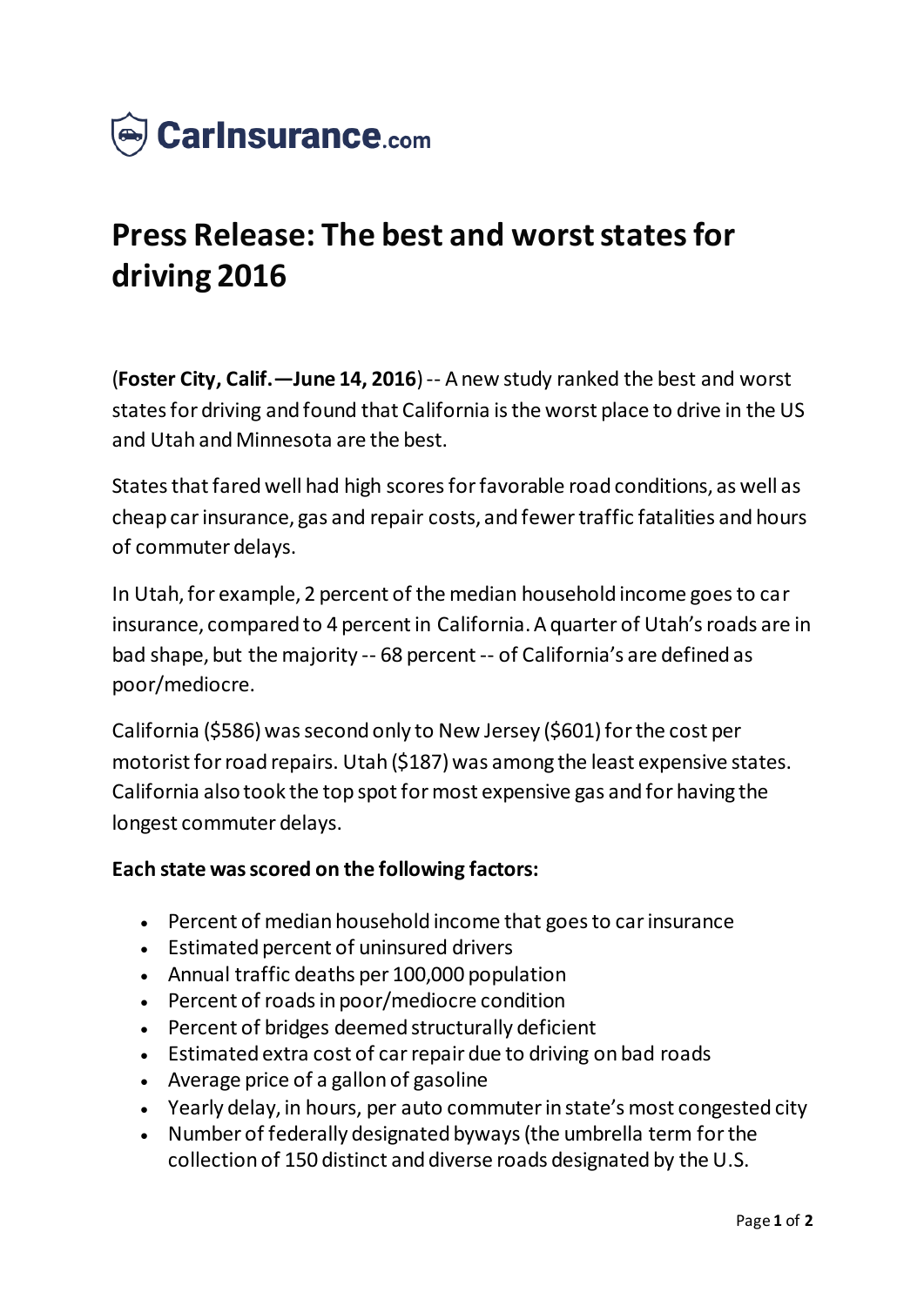CarInsurance.com

# Press Release: The best and worst states for driving 2016

(**Foster City, Calif.—June 14, 2016**) -- A new study ranked the best and worst states for driving and found that California is the worst place to drive in the US and Utah and Minnesota are the best.

States that fared well had high scores for favorable road conditions, as well as cheap car insurance, gas and repair costs, and fewer traffic fatalities and hours of commuter delays.

In Utah, for example, 2 percent of the median household income goes to car insurance, compared to 4 percent in California. A quarter of Utah's roads are in bad shape, but the majority -- 68 percent -- of California's are defined as poor/mediocre.

California ($586) was second only to New Jersey ($601) for the cost per motorist for road repairs. Utah ($187) was among the least expensive states. California also took the top spot for most expensive gas and for having the longest commuter delays.

**Each state was scored on the following factors:**

- Percent of median household income that goes to car insurance
- Estimated percent of uninsured drivers
- Annual traffic deaths per 100,000 population
- Percent of roads in poor/mediocre condition
- Percent of bridges deemed structurally deficient
- Estimated extra cost of car repair due to driving on bad roads
- Average price of a gallon of gasoline
- Yearly delay, in hours, per auto commuter in state's most congested city
- Number of federally designated byways (the umbrella term for the collection of 150 distinct and diverse roads designated by the U.S.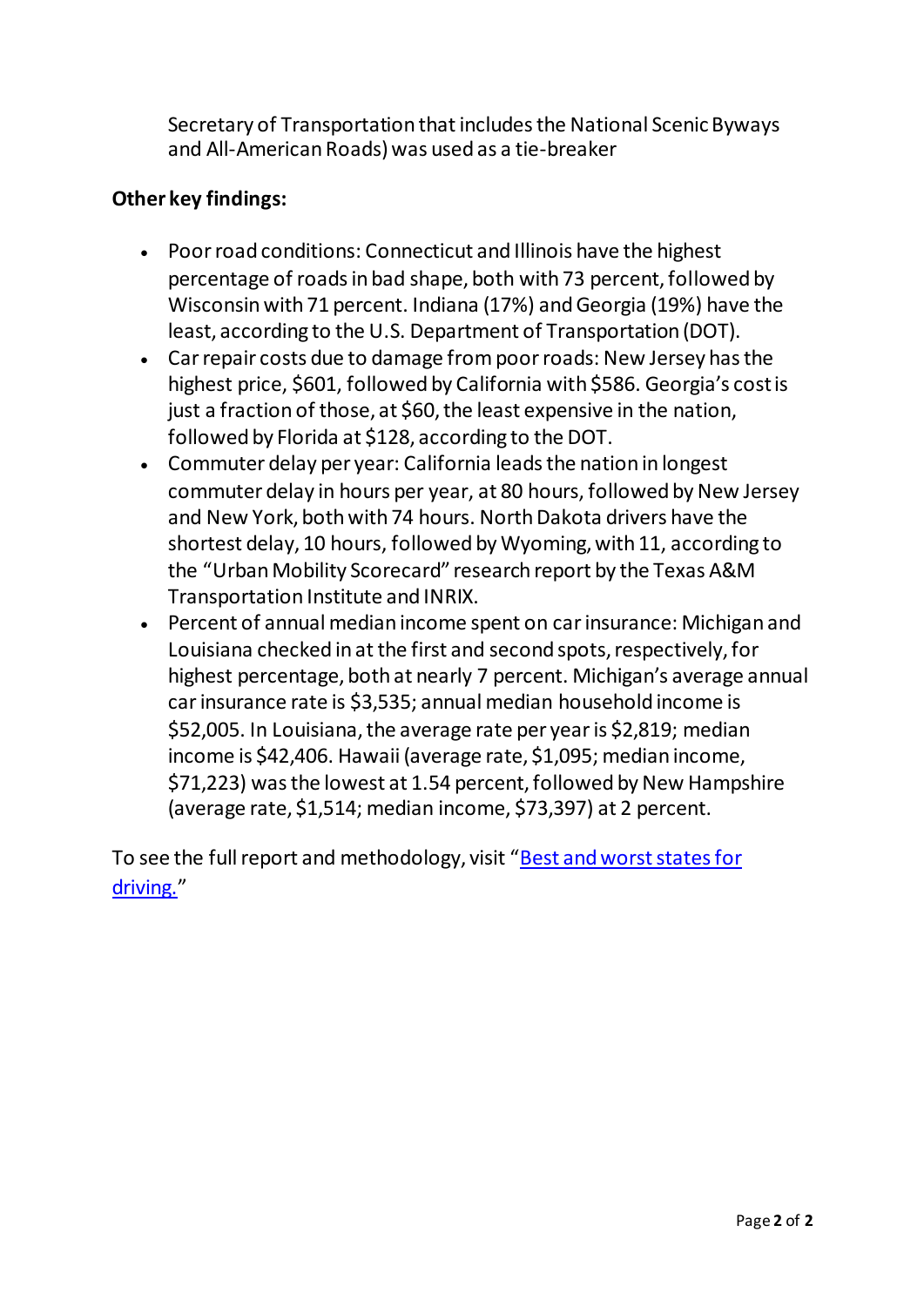Secretary of Transportation that includes the National Scenic Byways and All-American Roads) was used as a tie-breaker

**Other key findings:**

- Poor road conditions: Connecticut and Illinois have the highest percentage of roads in bad shape, both with 73 percent, followed by Wisconsin with 71 percent. Indiana (17%) and Georgia (19%) have the least, according to the U.S. Department of Transportation (DOT).
- Car repair costs due to damage from poor roads: New Jersey has the highest price, $601, followed by California with $586. Georgia's cost is just a fraction of those, at $60, the least expensive in the nation, followed by Florida at $128, according to the DOT.
- Commuter delay per year: California leads the nation in longest commuter delay in hours per year, at 80 hours, followed by New Jersey and New York, both with 74 hours. North Dakota drivers have the shortest delay, 10 hours, followed by Wyoming, with 11, according to the "Urban Mobility Scorecard" research report by the Texas A&M Transportation Institute and INRIX.
- Percent of annual median income spent on car insurance: Michigan and Louisiana checked in at the first and second spots, respectively, for highest percentage, both at nearly 7 percent. Michigan's average annual car insurance rate is $3,535; annual median household income is $52,005. In Louisiana, the average rate per year is $2,819; median income is $42,406. Hawaii (average rate, $1,095; median income, $71,223) was the lowest at 1.54 percent, followed by New Hampshire (average rate, $1,514; median income, $73,397) at 2 percent.

To see the full report and methodology, visit "[Best and worst states for driving.](#)"